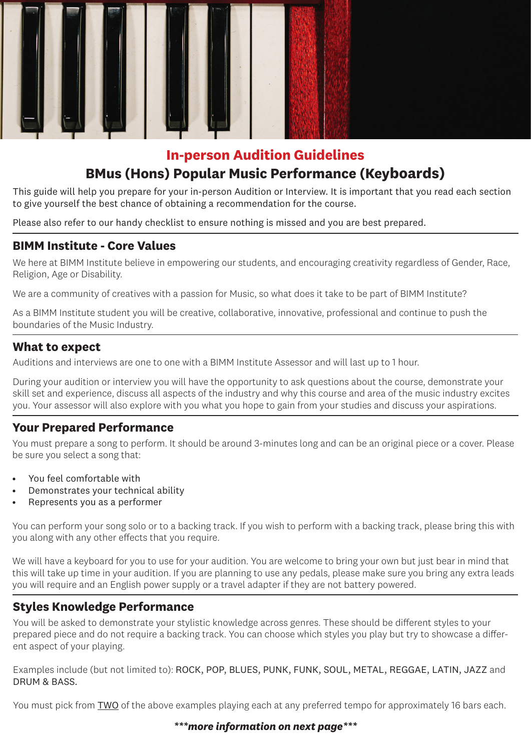## In-person Audition Guidelines

# BMus (Hons) Popular Music Performance (Keyboards)

This guide will help you prepare for your in-person Audition or Interview. It is important that you read each section to give yourself the best chance of obtaining a recommendation for the course.

Please also refer to our handy checklist to ensure nothing is missed and you are best prepared.

### BIMM Institute - Core Values

We here at BIMM Institute believe in empowering our students, and encouraging creativity regardless of Gender, Race, Religion, Age or Disability.

We are a community of creatives with a passion for Music, so what does it take to be part of BIMM Institute?

As a BIMM Institute student you will be creative, collaborative, innovative, professional and continue to push the boundaries of the Music Industry.

### What to expect

Auditions and interviews are one to one with a BIMM Institute Assessor and will last up to 1 hour.

During your audition or interview you will have the opportunity to ask questions about the course, demonstrate your skill set and experience, discuss all aspects of the industry and why this course and area of the music industry excites you. Your assessor will also explore with you what you hope to gain from your studies and discuss your aspirations.

### Your Prepared Performance

You must prepare a song to perform. It should be around 3-minutes long and can be an original piece or a cover. Please be sure you select a song that:

- You feel comfortable with
- Demonstrates your technical ability
- Represents you as a performer

You can perform your song solo or to a backing track. If you wish to perform with a backing track, please bring this with you along with any other effects that you require.

We will have a keyboard for you to use for your audition. You are welcome to bring your own but just bear in mind that this will take up time in your audition. If you are planning to use any pedals, please make sure you bring any extra leads you will require and an English power supply or a travel adapter if they are not battery powered.

### Styles Knowledge Performance

You will be asked to demonstrate your stylistic knowledge across genres. These should be different styles to your prepared piece and do not require a backing track. You can choose which styles you play but try to showcase a different aspect of your playing.

Examples include (but not limited to): ROCK, POP, BLUES, PUNK, FUNK, SOUL, METAL, REGGAE, LATIN, JAZZ and DRUM & BASS.

You must pick from <u>TWO</u> of the above examples playing each at any preferred tempo for approximately 16 bars each.

***more information on next page***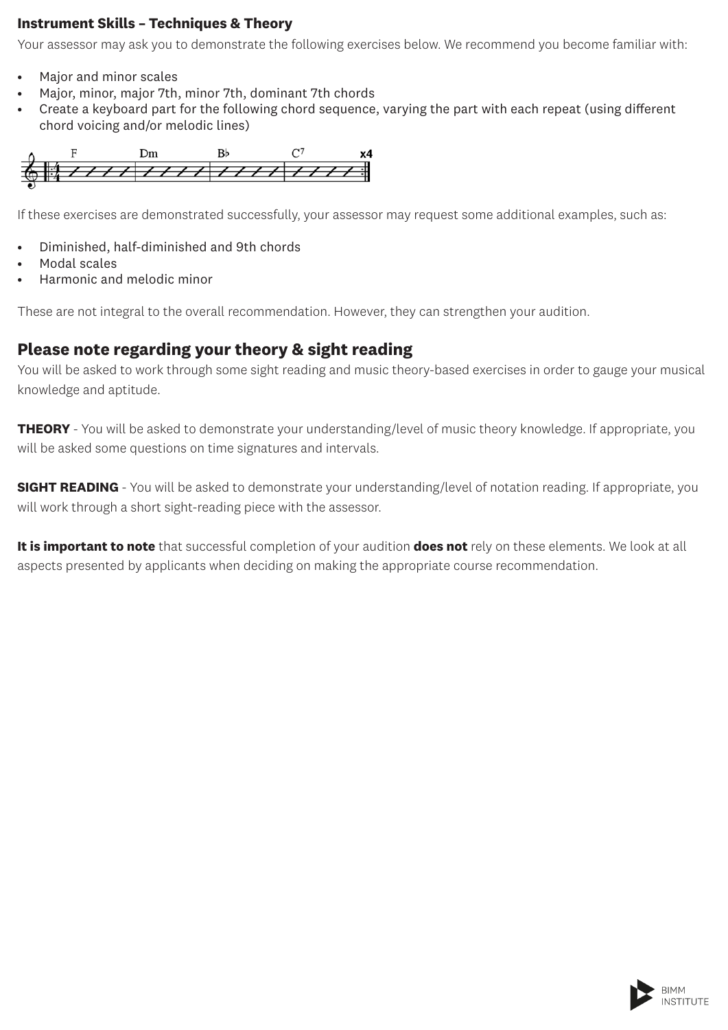### Instrument Skills – Techniques & Theory

Your assessor may ask you to demonstrate the following exercises below. We recommend you become familiar with:

- Major and minor scales
- Major, minor, major 7th, minor 7th, dominant 7th chords
- Create a keyboard part for the following chord sequence, varying the part with each repeat (using different chord voicing and/or melodic lines)

F Dm B♭ C7 x4

If these exercises are demonstrated successfully, your assessor may request some additional examples, such as:

- Diminished, half-diminished and 9th chords
- Modal scales
- Harmonic and melodic minor

These are not integral to the overall recommendation. However, they can strengthen your audition.

## Please note regarding your theory & sight reading

You will be asked to work through some sight reading and music theory-based exercises in order to gauge your musical knowledge and aptitude.

**THEORY** - You will be asked to demonstrate your understanding/level of music theory knowledge. If appropriate, you will be asked some questions on time signatures and intervals.

**SIGHT READING** - You will be asked to demonstrate your understanding/level of notation reading. If appropriate, you will work through a short sight-reading piece with the assessor.

**It is important to note** that successful completion of your audition **does not** rely on these elements. We look at all aspects presented by applicants when deciding on making the appropriate course recommendation.